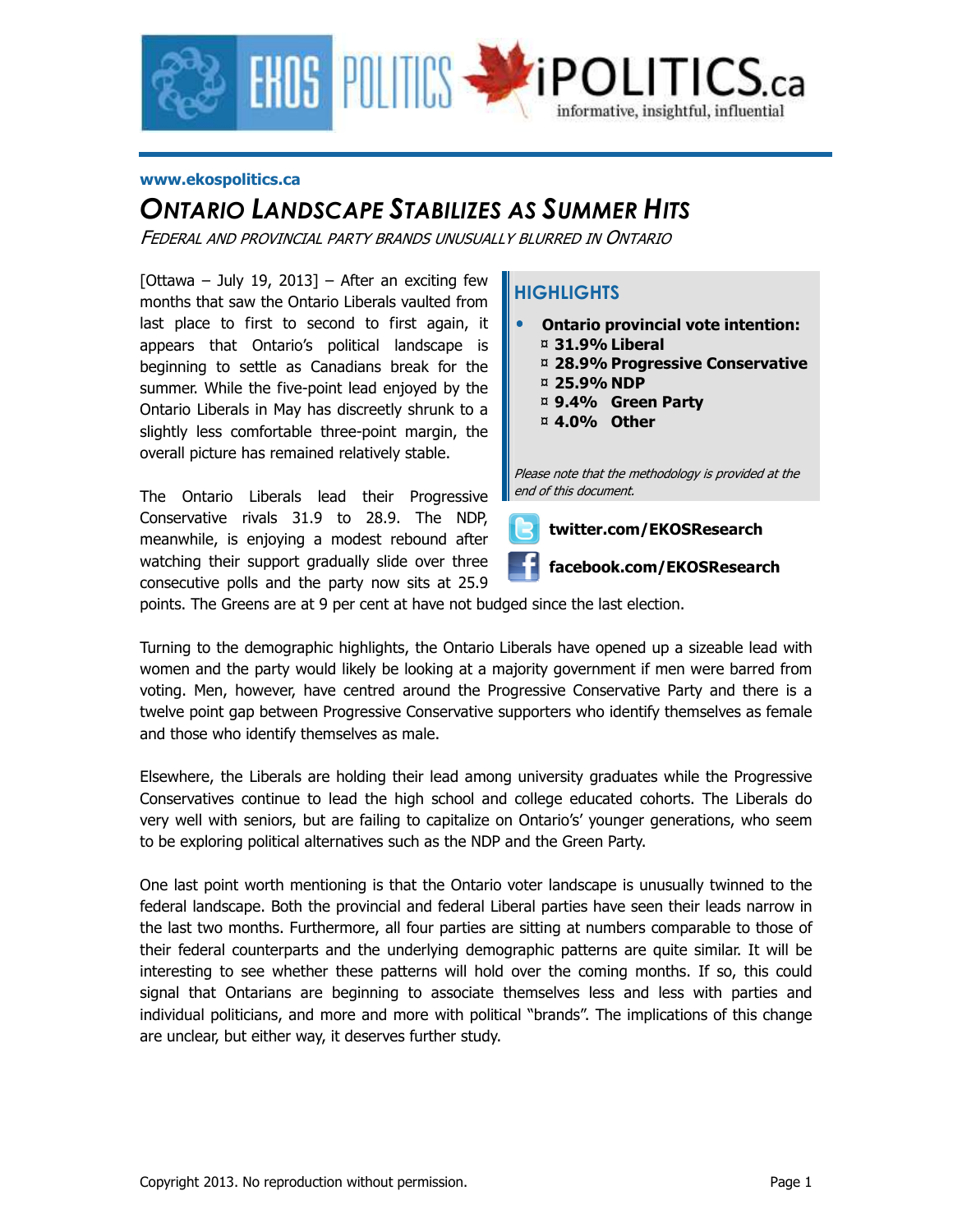www.ekospolitics.ca

# ONTARIO LANDSCAPE STABILIZES AS SUMMER HITS

*FEDERAL AND PROVINCIAL PARTY BRANDS UNUSUALLY BLURRED IN ONTARIO*

[Ottawa – July 19, 2013] – After an exciting few months that saw the Ontario Liberals vaulted from last place to first to second to first again, it appears that Ontario's political landscape is beginning to settle as Canadians break for the summer. While the five-point lead enjoyed by the Ontario Liberals in May has discreetly shrunk to a slightly less comfortable three-point margin, the overall picture has remained relatively stable.

The Ontario Liberals lead their Progressive Conservative rivals 31.9 to 28.9. The NDP, meanwhile, is enjoying a modest rebound after watching their support gradually slide over three consecutive polls and the party now sits at 25.9 points. The Greens are at 9 per cent at have not budged since the last election.

## HIGHLIGHTS

- **Ontario provincial vote intention:**
  - **31.9% Liberal**
  - **28.9% Progressive Conservative**
  - **25.9% NDP**
  - **9.4% Green Party**
  - **4.0% Other**

*Please note that the methodology is provided at the end of this document.*

**twitter.com/EKOSResearch**

**facebook.com/EKOSResearch**

Turning to the demographic highlights, the Ontario Liberals have opened up a sizeable lead with women and the party would likely be looking at a majority government if men were barred from voting. Men, however, have centred around the Progressive Conservative Party and there is a twelve point gap between Progressive Conservative supporters who identify themselves as female and those who identify themselves as male.

Elsewhere, the Liberals are holding their lead among university graduates while the Progressive Conservatives continue to lead the high school and college educated cohorts. The Liberals do very well with seniors, but are failing to capitalize on Ontario's' younger generations, who seem to be exploring political alternatives such as the NDP and the Green Party.

One last point worth mentioning is that the Ontario voter landscape is unusually twinned to the federal landscape. Both the provincial and federal Liberal parties have seen their leads narrow in the last two months. Furthermore, all four parties are sitting at numbers comparable to those of their federal counterparts and the underlying demographic patterns are quite similar. It will be interesting to see whether these patterns will hold over the coming months. If so, this could signal that Ontarians are beginning to associate themselves less and less with parties and individual politicians, and more and more with political "brands". The implications of this change are unclear, but either way, it deserves further study.

Copyright 2013. No reproduction without permission.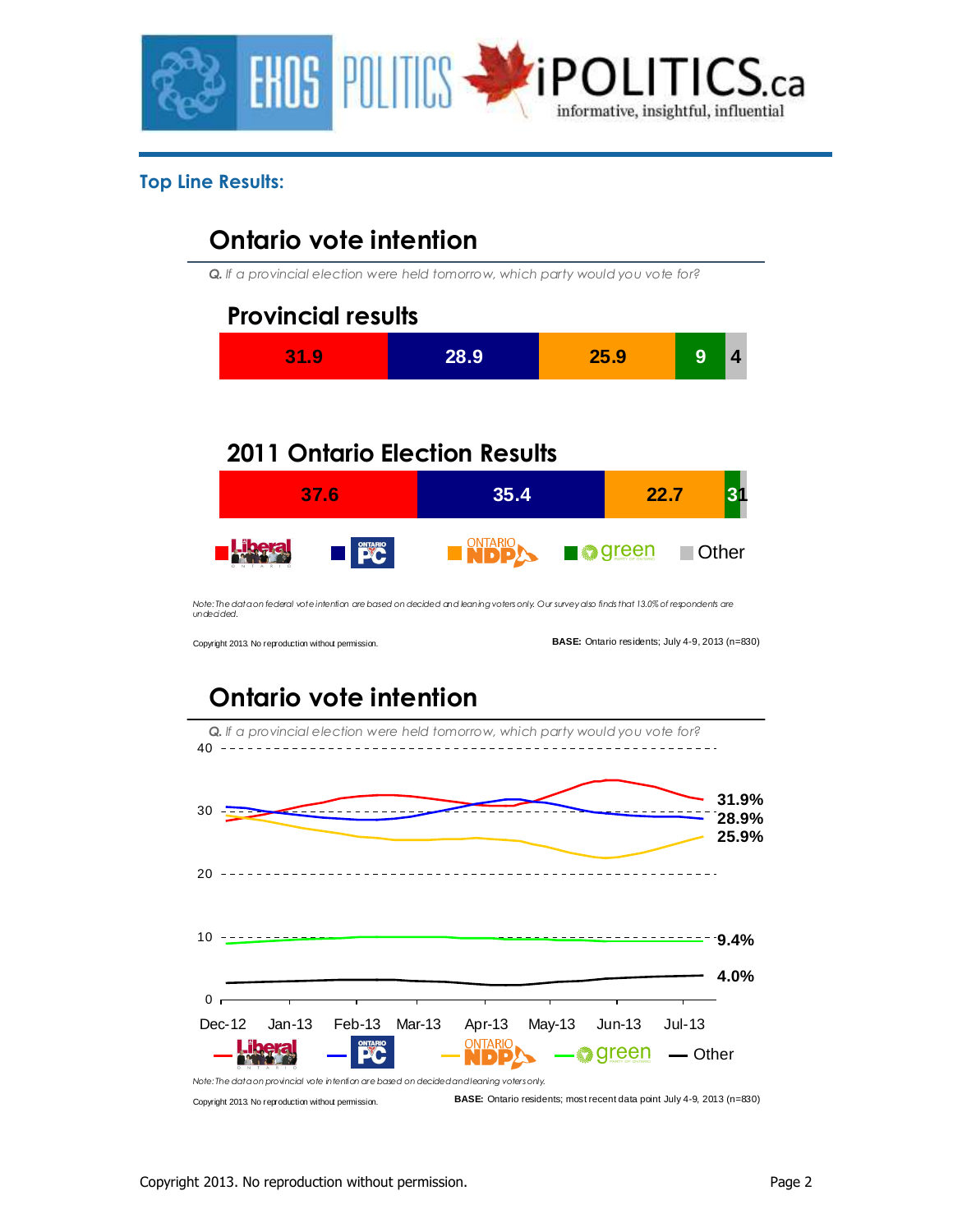## Top Line Results:

### Ontario vote intention

*Q. If a provincial election were held tomorrow, which party would you vote for?*

**Provincial results**

| Liberal | PC | NDP | Green | Other |
|---|---|---|---|---|
| 31.9 | 28.9 | 25.9 | 9 | 4 |

**2011 Ontario Election Results**

| Liberal | PC | NDP | Green | Other |
|---|---|---|---|---|
| 37.6 | 35.4 | 22.7 | 3 | 1 |

*Note: The data on federal vote intention are based on decided and leaning voters only. Our survey also finds that 13.0% of respondents are undecided.*

Copyright 2013. No reproduction without permission.

**BASE:** Ontario residents; July 4-9, 2013 (n=830)

### Ontario vote intention

*Q. If a provincial election were held tomorrow, which party would you vote for?*

Most recent data point (Dec-12 to Jul-13 trend):

| Party | Latest |
|---|---|
| Liberal | 31.9% |
| PC | 28.9% |
| NDP | 25.9% |
| Green | 9.4% |
| Other | 4.0% |

*Note: The data on provincial vote intention are based on decided and leaning voters only.*

Copyright 2013. No reproduction without permission.

**BASE:** Ontario residents; most recent data point July 4-9, 2013 (n=830)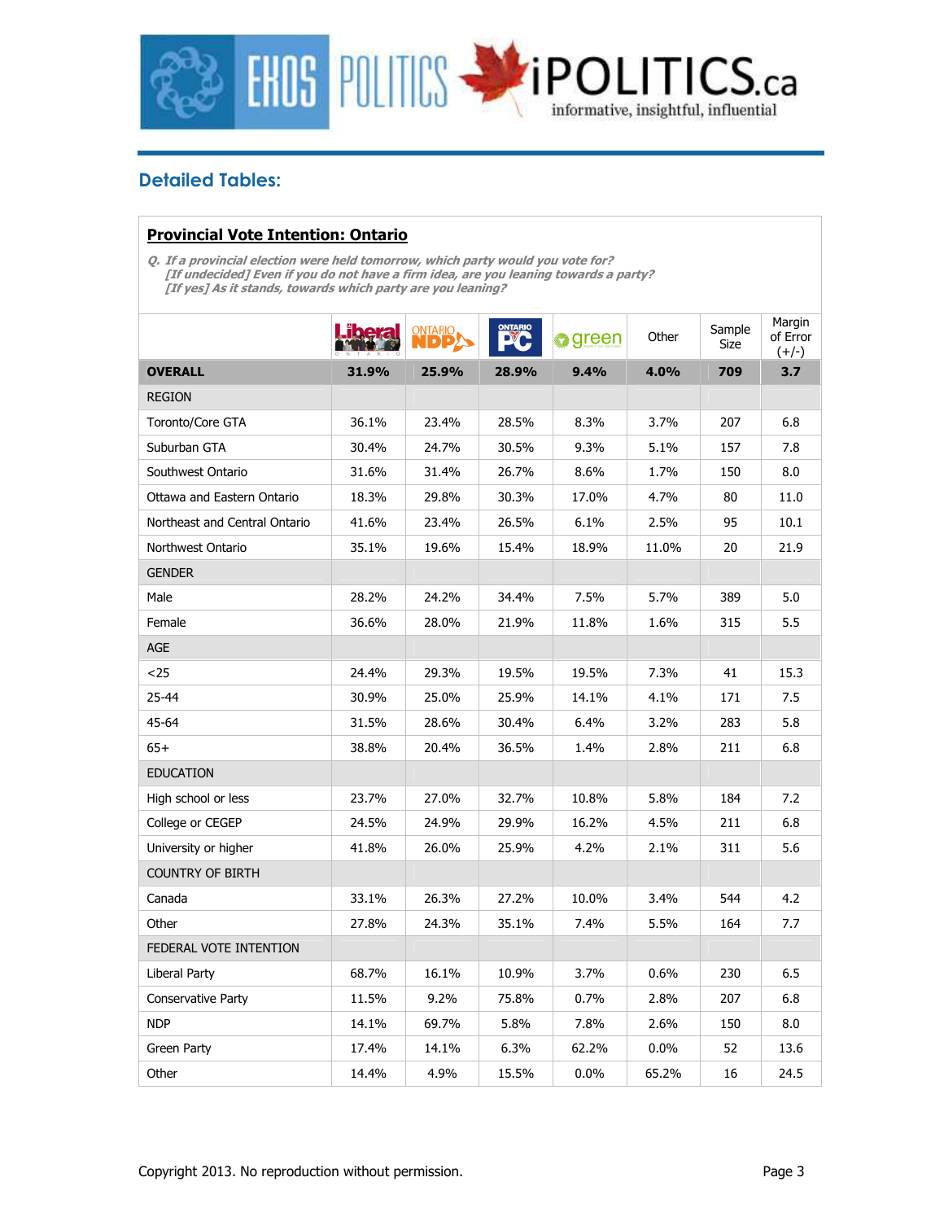## Detailed Tables:

### Provincial Vote Intention: Ontario

*Q. If a provincial election were held tomorrow, which party would you vote for?*
*[If undecided] Even if you do not have a firm idea, are you leaning towards a party?*
*[If yes] As it stands, towards which party are you leaning?*

| | Liberal | NDP | PC | Green | Other | Sample Size | Margin of Error (+/-) |
|---|---|---|---|---|---|---|---|
| **OVERALL** | **31.9%** | **25.9%** | **28.9%** | **9.4%** | **4.0%** | **709** | **3.7** |
| REGION | | | | | | | |
| Toronto/Core GTA | 36.1% | 23.4% | 28.5% | 8.3% | 3.7% | 207 | 6.8 |
| Suburban GTA | 30.4% | 24.7% | 30.5% | 9.3% | 5.1% | 157 | 7.8 |
| Southwest Ontario | 31.6% | 31.4% | 26.7% | 8.6% | 1.7% | 150 | 8.0 |
| Ottawa and Eastern Ontario | 18.3% | 29.8% | 30.3% | 17.0% | 4.7% | 80 | 11.0 |
| Northeast and Central Ontario | 41.6% | 23.4% | 26.5% | 6.1% | 2.5% | 95 | 10.1 |
| Northwest Ontario | 35.1% | 19.6% | 15.4% | 18.9% | 11.0% | 20 | 21.9 |
| GENDER | | | | | | | |
| Male | 28.2% | 24.2% | 34.4% | 7.5% | 5.7% | 389 | 5.0 |
| Female | 36.6% | 28.0% | 21.9% | 11.8% | 1.6% | 315 | 5.5 |
| AGE | | | | | | | |
| <25 | 24.4% | 29.3% | 19.5% | 19.5% | 7.3% | 41 | 15.3 |
| 25-44 | 30.9% | 25.0% | 25.9% | 14.1% | 4.1% | 171 | 7.5 |
| 45-64 | 31.5% | 28.6% | 30.4% | 6.4% | 3.2% | 283 | 5.8 |
| 65+ | 38.8% | 20.4% | 36.5% | 1.4% | 2.8% | 211 | 6.8 |
| EDUCATION | | | | | | | |
| High school or less | 23.7% | 27.0% | 32.7% | 10.8% | 5.8% | 184 | 7.2 |
| College or CEGEP | 24.5% | 24.9% | 29.9% | 16.2% | 4.5% | 211 | 6.8 |
| University or higher | 41.8% | 26.0% | 25.9% | 4.2% | 2.1% | 311 | 5.6 |
| COUNTRY OF BIRTH | | | | | | | |
| Canada | 33.1% | 26.3% | 27.2% | 10.0% | 3.4% | 544 | 4.2 |
| Other | 27.8% | 24.3% | 35.1% | 7.4% | 5.5% | 164 | 7.7 |
| FEDERAL VOTE INTENTION | | | | | | | |
| Liberal Party | 68.7% | 16.1% | 10.9% | 3.7% | 0.6% | 230 | 6.5 |
| Conservative Party | 11.5% | 9.2% | 75.8% | 0.7% | 2.8% | 207 | 6.8 |
| NDP | 14.1% | 69.7% | 5.8% | 7.8% | 2.6% | 150 | 8.0 |
| Green Party | 17.4% | 14.1% | 6.3% | 62.2% | 0.0% | 52 | 13.6 |
| Other | 14.4% | 4.9% | 15.5% | 0.0% | 65.2% | 16 | 24.5 |

Copyright 2013. No reproduction without permission.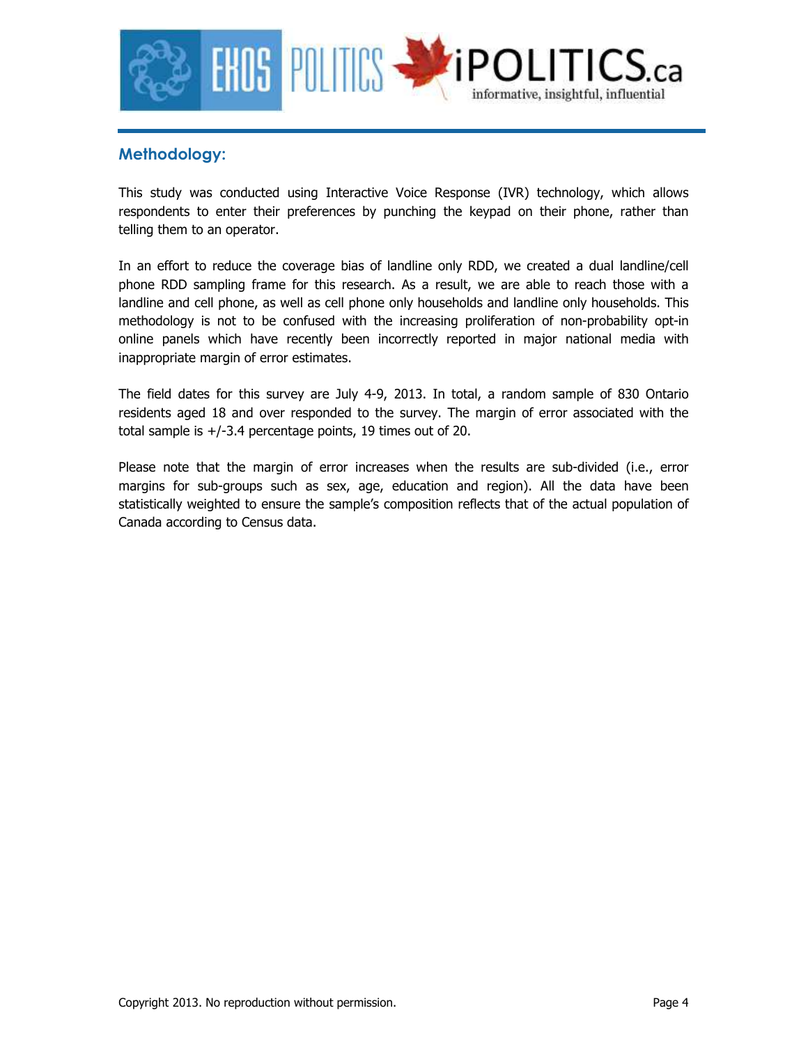## Methodology:

This study was conducted using Interactive Voice Response (IVR) technology, which allows respondents to enter their preferences by punching the keypad on their phone, rather than telling them to an operator.

In an effort to reduce the coverage bias of landline only RDD, we created a dual landline/cell phone RDD sampling frame for this research. As a result, we are able to reach those with a landline and cell phone, as well as cell phone only households and landline only households. This methodology is not to be confused with the increasing proliferation of non-probability opt-in online panels which have recently been incorrectly reported in major national media with inappropriate margin of error estimates.

The field dates for this survey are July 4-9, 2013. In total, a random sample of 830 Ontario residents aged 18 and over responded to the survey. The margin of error associated with the total sample is +/-3.4 percentage points, 19 times out of 20.

Please note that the margin of error increases when the results are sub-divided (i.e., error margins for sub-groups such as sex, age, education and region). All the data have been statistically weighted to ensure the sample's composition reflects that of the actual population of Canada according to Census data.